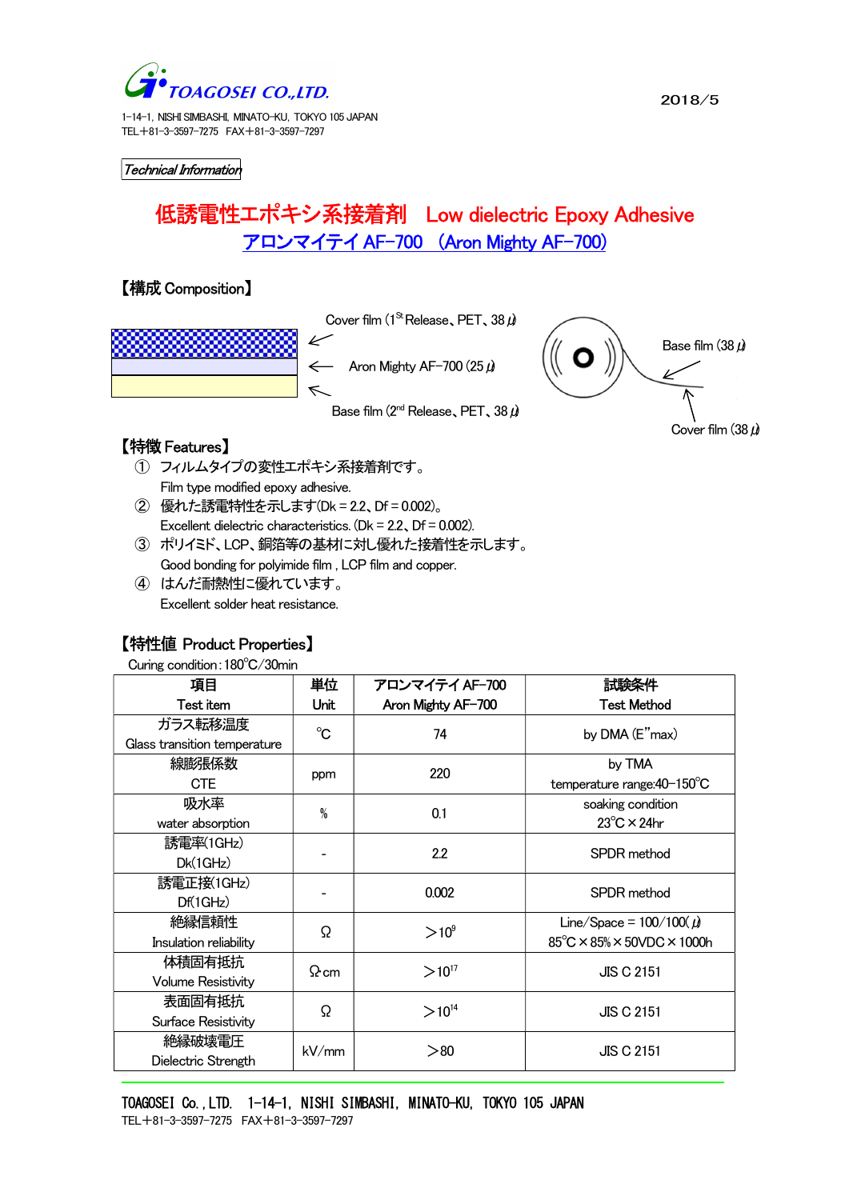TOAGOSEI CO.,LTD.

1-14-1, NISHI SIMBASHI, MINATO-KU, TOKYO 105 JAPAN
TEL＋81-3-3597-7275 FAX＋81-3-3597-7297

2018/5

*Technical Information*

# 低誘電性エポキシ系接着剤 Low dielectric Epoxy Adhesive

## アロンマイティ AF-700 （Aron Mighty AF-700）

## 【構成 Composition】

Cover film (1st Release、PET、38 µ)

Aron Mighty AF-700 (25 µ)

Base film (2nd Release、PET、38 µ)

Base film (38 µ)

Cover film (38 µ)

## 【特徴 Features】

① フィルムタイプの変性エポキシ系接着剤です。
Film type modified epoxy adhesive.

② 優れた誘電特性を示します(Dk = 2.2、Df = 0.002)。
Excellent dielectric characteristics. (Dk = 2.2、Df = 0.002).

③ ポリイミド、LCP、銅箔等の基材に対し優れた接着性を示します。
Good bonding for polyimide film , LCP film and copper.

④ はんだ耐熱性に優れています。
Excellent solder heat resistance.

## 【特性値 Product Properties】

Curing condition：180℃/30min

| 項目<br>Test item | 単位<br>Unit | アロンマイティ AF-700<br>Aron Mighty AF-700 | 試験条件<br>Test Method |
|---|---|---|---|
| ガラス転移温度<br>Glass transition temperature | ℃ | 74 | by DMA (E"max) |
| 線膨張係数<br>CTE | ppm | 220 | by TMA<br>temperature range:40-150℃ |
| 吸水率<br>water absorption | % | 0.1 | soaking condition<br>23℃×24hr |
| 誘電率(1GHz)<br>Dk(1GHz) | - | 2.2 | SPDR method |
| 誘電正接(1GHz)<br>Df(1GHz) | - | 0.002 | SPDR method |
| 絶縁信頼性<br>Insulation reliability | Ω | ＞$10^{9}$ | Line/Space = 100/100( µ)<br>85℃×85%×50VDC×1000h |
| 体積固有抵抗<br>Volume Resistivity | Ω･cm | ＞$10^{17}$ | JIS C 2151 |
| 表面固有抵抗<br>Surface Resistivity | Ω | ＞$10^{14}$ | JIS C 2151 |
| 絶縁破壊電圧<br>Dielectric Strength | kV/mm | ＞80 | JIS C 2151 |

TOAGOSEI Co.,LTD. 1-14-1, NISHI SIMBASHI, MINATO-KU, TOKYO 105 JAPAN
TEL＋81-3-3597-7275 FAX＋81-3-3597-7297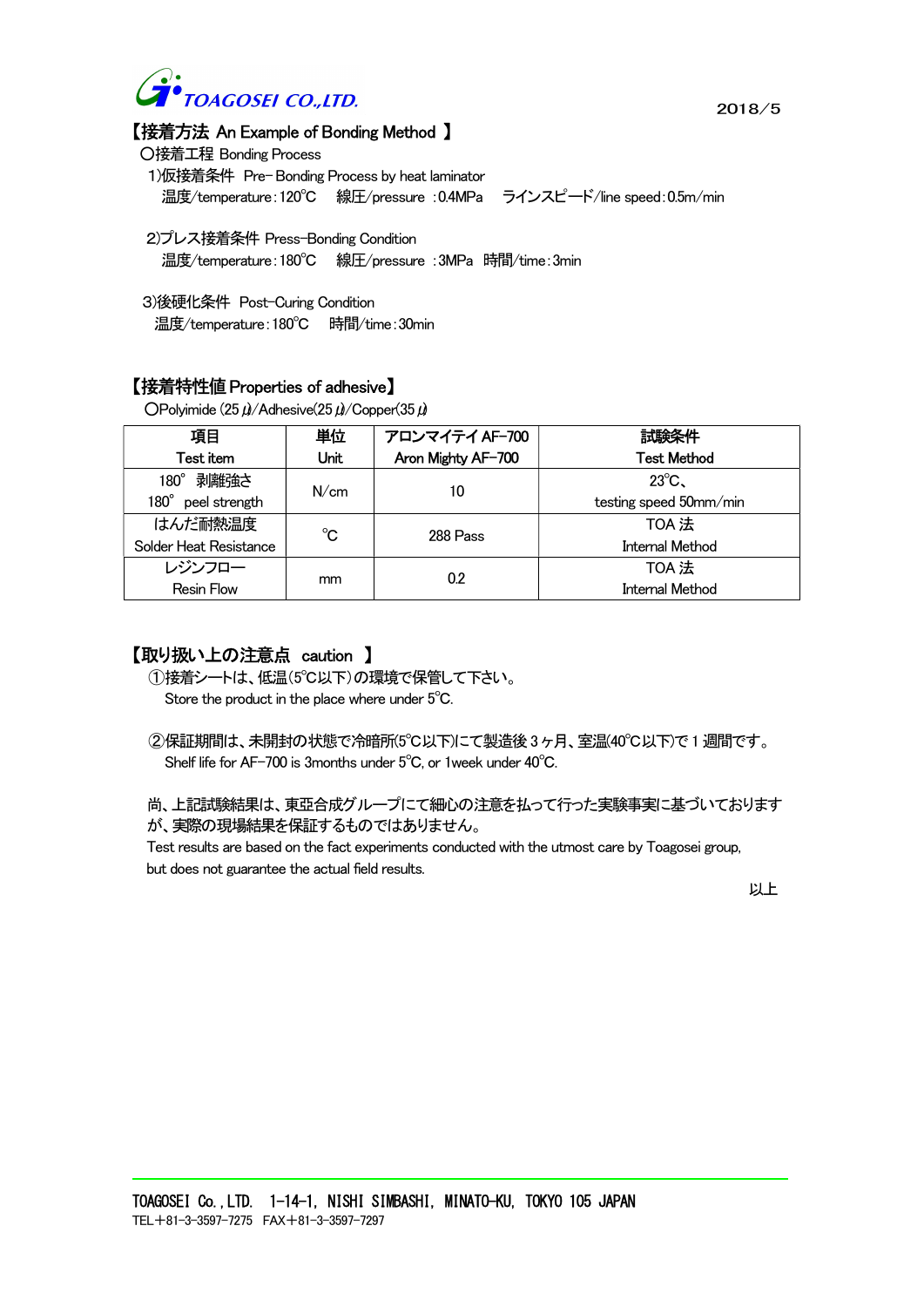TOAGOSEI CO.,LTD.

2018/5

## 【接着方法 An Example of Bonding Method 】

○接着工程 Bonding Process

1)仮接着条件 Pre- Bonding Process by heat laminator
温度/temperature：120℃　線圧/pressure ：0.4MPa　ラインスピード/line speed：0.5m/min

2)プレス接着条件 Press-Bonding Condition
温度/temperature：180℃　線圧/pressure ：3MPa　時間/time：3min

3)後硬化条件 Post-Curing Condition
温度/temperature：180℃　時間/time：30min

## 【接着特性値 Properties of adhesive】

○Polyimide (25μ)/Adhesive(25μ)/Copper(35μ)

| 項目 Test item | 単位 Unit | アロンマイテイ AF-700 Aron Mighty AF-700 | 試験条件 Test Method |
|---|---|---|---|
| 180° 剥離強さ 180° peel strength | N/cm | 10 | 23℃、testing speed 50mm/min |
| はんだ耐熱温度 Solder Heat Resistance | ℃ | 288 Pass | TOA 法 Internal Method |
| レジンフロー Resin Flow | mm | 0.2 | TOA 法 Internal Method |

## 【取り扱い上の注意点 caution 】

①接着シートは、低温(5℃以下)の環境で保管して下さい。
Store the product in the place where under 5℃.

②保証期間は、未開封の状態で冷暗所(5℃以下)にて製造後 3 ヶ月、室温(40℃以下)で 1 週間です。
Shelf life for AF-700 is 3months under 5℃, or 1week under 40℃.

尚、上記試験結果は、東亞合成グループにて細心の注意を払って行った実験事実に基づいておりますが、実際の現場結果を保証するものではありません。
Test results are based on the fact experiments conducted with the utmost care by Toagosei group, but does not guarantee the actual field results.

以上

TOAGOSEI Co.,LTD.　1-14-1, NISHI SIMBASHI, MINATO-KU, TOKYO 105 JAPAN
TEL＋81-3-3597-7275　FAX＋81-3-3597-7297